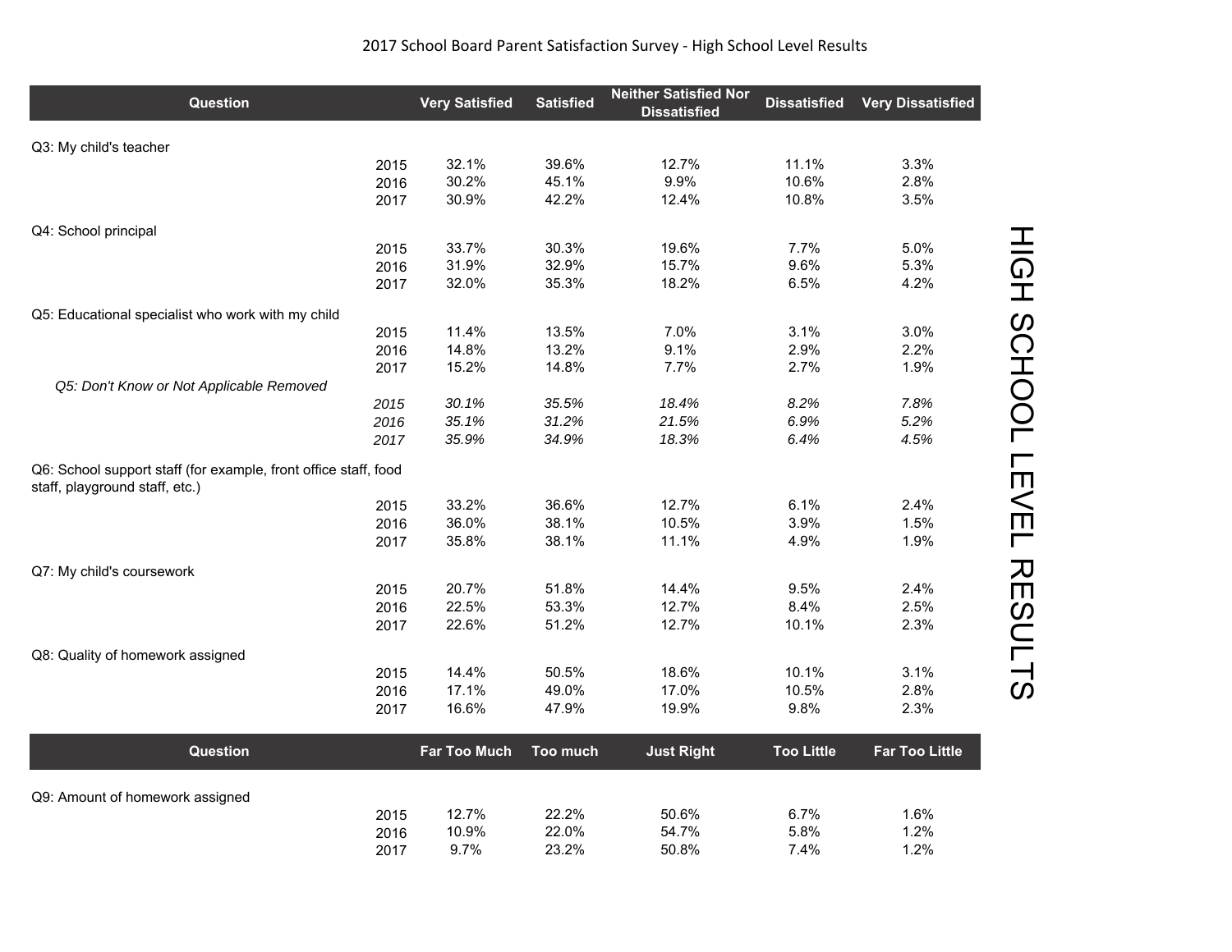# 2017 School Board Parent Satisfaction Survey - High School Level Results

| Question | Year | Very Satisfied | Satisfied | Neither Satisfied Nor Dissatisfied | Dissatisfied | Very Dissatisfied |
|---|---|---|---|---|---|---|
| Q3: My child's teacher | | | | | | |
| | 2015 | 32.1% | 39.6% | 12.7% | 11.1% | 3.3% |
| | 2016 | 30.2% | 45.1% | 9.9% | 10.6% | 2.8% |
| | 2017 | 30.9% | 42.2% | 12.4% | 10.8% | 3.5% |
| Q4: School principal | | | | | | |
| | 2015 | 33.7% | 30.3% | 19.6% | 7.7% | 5.0% |
| | 2016 | 31.9% | 32.9% | 15.7% | 9.6% | 5.3% |
| | 2017 | 32.0% | 35.3% | 18.2% | 6.5% | 4.2% |
| Q5: Educational specialist who work with my child | | | | | | |
| | 2015 | 11.4% | 13.5% | 7.0% | 3.1% | 3.0% |
| | 2016 | 14.8% | 13.2% | 9.1% | 2.9% | 2.2% |
| | 2017 | 15.2% | 14.8% | 7.7% | 2.7% | 1.9% |
| *Q5: Don't Know or Not Applicable Removed* | | | | | | |
| | *2015* | *30.1%* | *35.5%* | *18.4%* | *8.2%* | *7.8%* |
| | *2016* | *35.1%* | *31.2%* | *21.5%* | *6.9%* | *5.2%* |
| | *2017* | *35.9%* | *34.9%* | *18.3%* | *6.4%* | *4.5%* |
| Q6: School support staff (for example, front office staff, food staff, playground staff, etc.) | | | | | | |
| | 2015 | 33.2% | 36.6% | 12.7% | 6.1% | 2.4% |
| | 2016 | 36.0% | 38.1% | 10.5% | 3.9% | 1.5% |
| | 2017 | 35.8% | 38.1% | 11.1% | 4.9% | 1.9% |
| Q7: My child's coursework | | | | | | |
| | 2015 | 20.7% | 51.8% | 14.4% | 9.5% | 2.4% |
| | 2016 | 22.5% | 53.3% | 12.7% | 8.4% | 2.5% |
| | 2017 | 22.6% | 51.2% | 12.7% | 10.1% | 2.3% |
| Q8: Quality of homework assigned | | | | | | |
| | 2015 | 14.4% | 50.5% | 18.6% | 10.1% | 3.1% |
| | 2016 | 17.1% | 49.0% | 17.0% | 10.5% | 2.8% |
| | 2017 | 16.6% | 47.9% | 19.9% | 9.8% | 2.3% |

| Question | Year | Far Too Much | Too much | Just Right | Too Little | Far Too Little |
|---|---|---|---|---|---|---|
| Q9: Amount of homework assigned | | | | | | |
| | 2015 | 12.7% | 22.2% | 50.6% | 6.7% | 1.6% |
| | 2016 | 10.9% | 22.0% | 54.7% | 5.8% | 1.2% |
| | 2017 | 9.7% | 23.2% | 50.8% | 7.4% | 1.2% |

HIGH SCHOOL LEVEL RESULTS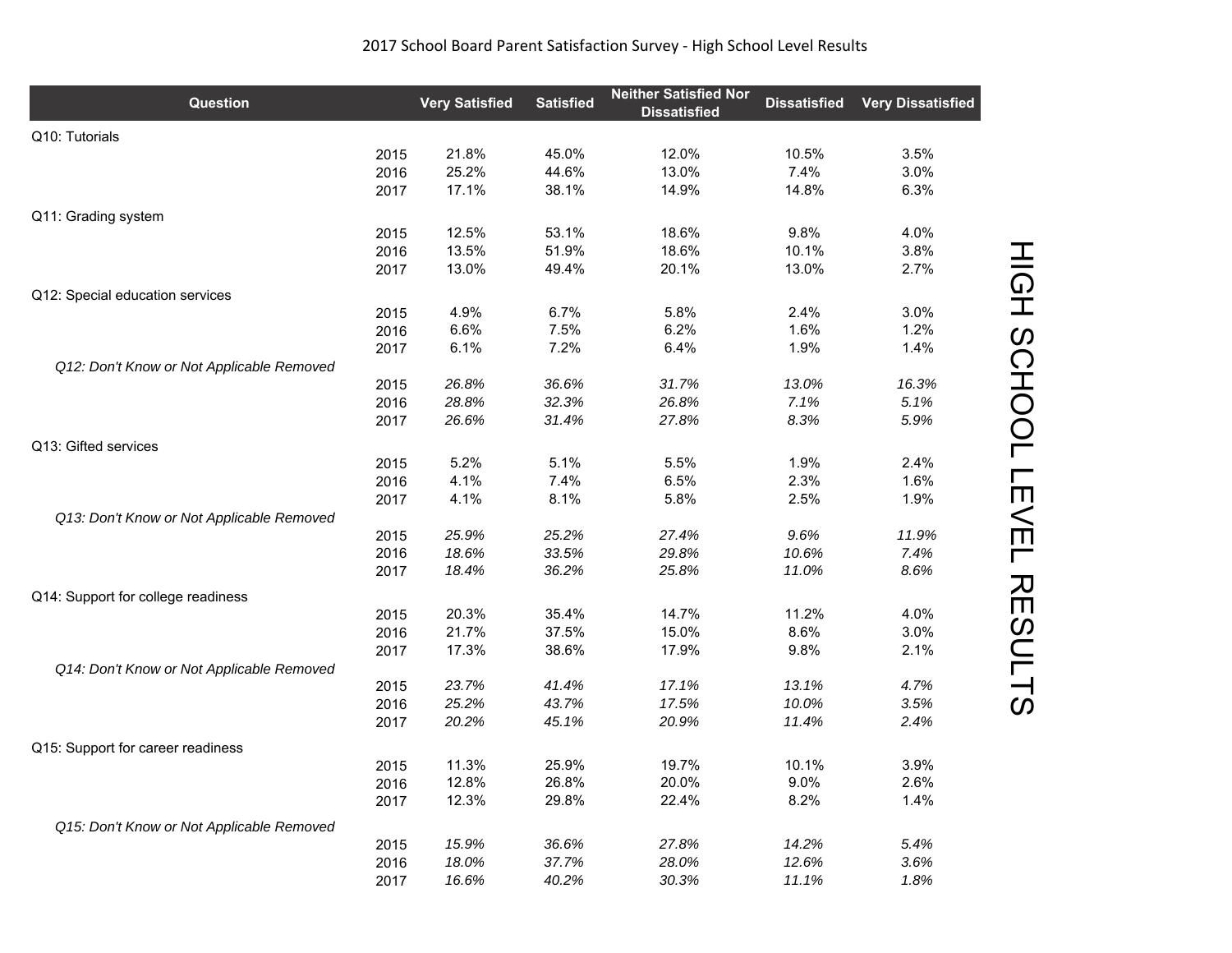2017 School Board Parent Satisfaction Survey - High School Level Results

| Question | | Very Satisfied | Satisfied | Neither Satisfied Nor Dissatisfied | Dissatisfied | Very Dissatisfied |
|---|---|---|---|---|---|---|
| Q10: Tutorials | | | | | | |
| | 2015 | 21.8% | 45.0% | 12.0% | 10.5% | 3.5% |
| | 2016 | 25.2% | 44.6% | 13.0% | 7.4% | 3.0% |
| | 2017 | 17.1% | 38.1% | 14.9% | 14.8% | 6.3% |
| Q11: Grading system | | | | | | |
| | 2015 | 12.5% | 53.1% | 18.6% | 9.8% | 4.0% |
| | 2016 | 13.5% | 51.9% | 18.6% | 10.1% | 3.8% |
| | 2017 | 13.0% | 49.4% | 20.1% | 13.0% | 2.7% |
| Q12: Special education services | | | | | | |
| | 2015 | 4.9% | 6.7% | 5.8% | 2.4% | 3.0% |
| | 2016 | 6.6% | 7.5% | 6.2% | 1.6% | 1.2% |
| | 2017 | 6.1% | 7.2% | 6.4% | 1.9% | 1.4% |
| *Q12: Don't Know or Not Applicable Removed* | | | | | | |
| | 2015 | *26.8%* | *36.6%* | *31.7%* | *13.0%* | *16.3%* |
| | 2016 | *28.8%* | *32.3%* | *26.8%* | *7.1%* | *5.1%* |
| | 2017 | *26.6%* | *31.4%* | *27.8%* | *8.3%* | *5.9%* |
| Q13: Gifted services | | | | | | |
| | 2015 | 5.2% | 5.1% | 5.5% | 1.9% | 2.4% |
| | 2016 | 4.1% | 7.4% | 6.5% | 2.3% | 1.6% |
| | 2017 | 4.1% | 8.1% | 5.8% | 2.5% | 1.9% |
| *Q13: Don't Know or Not Applicable Removed* | | | | | | |
| | 2015 | *25.9%* | *25.2%* | *27.4%* | *9.6%* | *11.9%* |
| | 2016 | *18.6%* | *33.5%* | *29.8%* | *10.6%* | *7.4%* |
| | 2017 | *18.4%* | *36.2%* | *25.8%* | *11.0%* | *8.6%* |
| Q14: Support for college readiness | | | | | | |
| | 2015 | 20.3% | 35.4% | 14.7% | 11.2% | 4.0% |
| | 2016 | 21.7% | 37.5% | 15.0% | 8.6% | 3.0% |
| | 2017 | 17.3% | 38.6% | 17.9% | 9.8% | 2.1% |
| *Q14: Don't Know or Not Applicable Removed* | | | | | | |
| | 2015 | *23.7%* | *41.4%* | *17.1%* | *13.1%* | *4.7%* |
| | 2016 | *25.2%* | *43.7%* | *17.5%* | *10.0%* | *3.5%* |
| | 2017 | *20.2%* | *45.1%* | *20.9%* | *11.4%* | *2.4%* |
| Q15: Support for career readiness | | | | | | |
| | 2015 | 11.3% | 25.9% | 19.7% | 10.1% | 3.9% |
| | 2016 | 12.8% | 26.8% | 20.0% | 9.0% | 2.6% |
| | 2017 | 12.3% | 29.8% | 22.4% | 8.2% | 1.4% |
| *Q15: Don't Know or Not Applicable Removed* | | | | | | |
| | 2015 | *15.9%* | *36.6%* | *27.8%* | *14.2%* | *5.4%* |
| | 2016 | *18.0%* | *37.7%* | *28.0%* | *12.6%* | *3.6%* |
| | 2017 | *16.6%* | *40.2%* | *30.3%* | *11.1%* | *1.8%* |

HIGH SCHOOL LEVEL RESULTS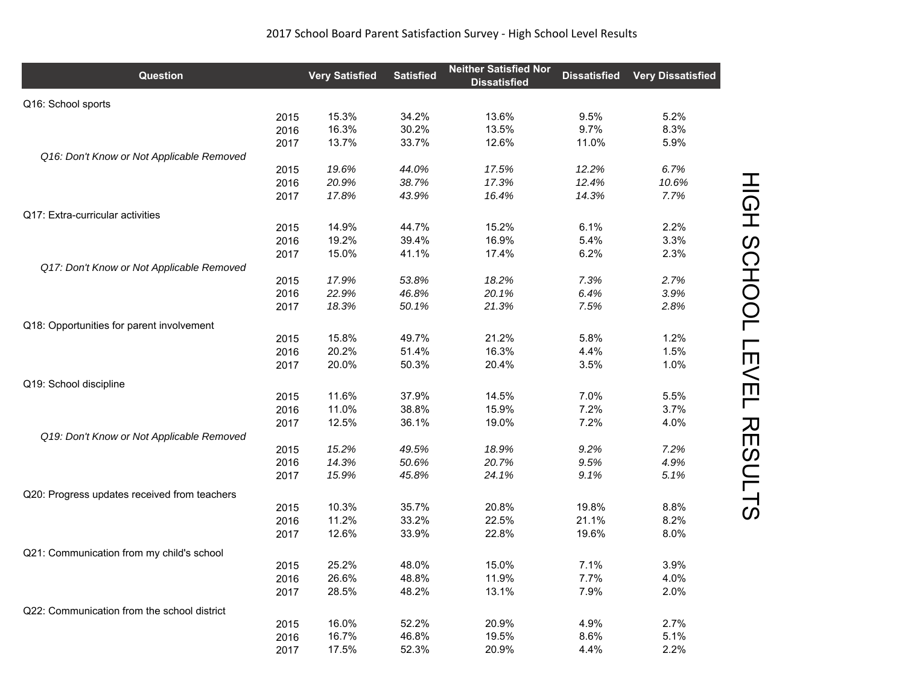2017 School Board Parent Satisfaction Survey - High School Level Results

| Question | | Very Satisfied | Satisfied | Neither Satisfied Nor Dissatisfied | Dissatisfied | Very Dissatisfied |
|---|---|---|---|---|---|---|
| Q16: School sports | | | | | | |
| | 2015 | 15.3% | 34.2% | 13.6% | 9.5% | 5.2% |
| | 2016 | 16.3% | 30.2% | 13.5% | 9.7% | 8.3% |
| | 2017 | 13.7% | 33.7% | 12.6% | 11.0% | 5.9% |
| *Q16: Don't Know or Not Applicable Removed* | | | | | | |
| | 2015 | *19.6%* | *44.0%* | *17.5%* | *12.2%* | *6.7%* |
| | 2016 | *20.9%* | *38.7%* | *17.3%* | *12.4%* | *10.6%* |
| | 2017 | *17.8%* | *43.9%* | *16.4%* | *14.3%* | *7.7%* |
| Q17: Extra-curricular activities | | | | | | |
| | 2015 | 14.9% | 44.7% | 15.2% | 6.1% | 2.2% |
| | 2016 | 19.2% | 39.4% | 16.9% | 5.4% | 3.3% |
| | 2017 | 15.0% | 41.1% | 17.4% | 6.2% | 2.3% |
| *Q17: Don't Know or Not Applicable Removed* | | | | | | |
| | 2015 | *17.9%* | *53.8%* | *18.2%* | *7.3%* | *2.7%* |
| | 2016 | *22.9%* | *46.8%* | *20.1%* | *6.4%* | *3.9%* |
| | 2017 | *18.3%* | *50.1%* | *21.3%* | *7.5%* | *2.8%* |
| Q18: Opportunities for parent involvement | | | | | | |
| | 2015 | 15.8% | 49.7% | 21.2% | 5.8% | 1.2% |
| | 2016 | 20.2% | 51.4% | 16.3% | 4.4% | 1.5% |
| | 2017 | 20.0% | 50.3% | 20.4% | 3.5% | 1.0% |
| Q19: School discipline | | | | | | |
| | 2015 | 11.6% | 37.9% | 14.5% | 7.0% | 5.5% |
| | 2016 | 11.0% | 38.8% | 15.9% | 7.2% | 3.7% |
| | 2017 | 12.5% | 36.1% | 19.0% | 7.2% | 4.0% |
| *Q19: Don't Know or Not Applicable Removed* | | | | | | |
| | 2015 | *15.2%* | *49.5%* | *18.9%* | *9.2%* | *7.2%* |
| | 2016 | *14.3%* | *50.6%* | *20.7%* | *9.5%* | *4.9%* |
| | 2017 | *15.9%* | *45.8%* | *24.1%* | *9.1%* | *5.1%* |
| Q20: Progress updates received from teachers | | | | | | |
| | 2015 | 10.3% | 35.7% | 20.8% | 19.8% | 8.8% |
| | 2016 | 11.2% | 33.2% | 22.5% | 21.1% | 8.2% |
| | 2017 | 12.6% | 33.9% | 22.8% | 19.6% | 8.0% |
| Q21: Communication from my child's school | | | | | | |
| | 2015 | 25.2% | 48.0% | 15.0% | 7.1% | 3.9% |
| | 2016 | 26.6% | 48.8% | 11.9% | 7.7% | 4.0% |
| | 2017 | 28.5% | 48.2% | 13.1% | 7.9% | 2.0% |
| Q22: Communication from the school district | | | | | | |
| | 2015 | 16.0% | 52.2% | 20.9% | 4.9% | 2.7% |
| | 2016 | 16.7% | 46.8% | 19.5% | 8.6% | 5.1% |
| | 2017 | 17.5% | 52.3% | 20.9% | 4.4% | 2.2% |

HIGH SCHOOL LEVEL RESULTS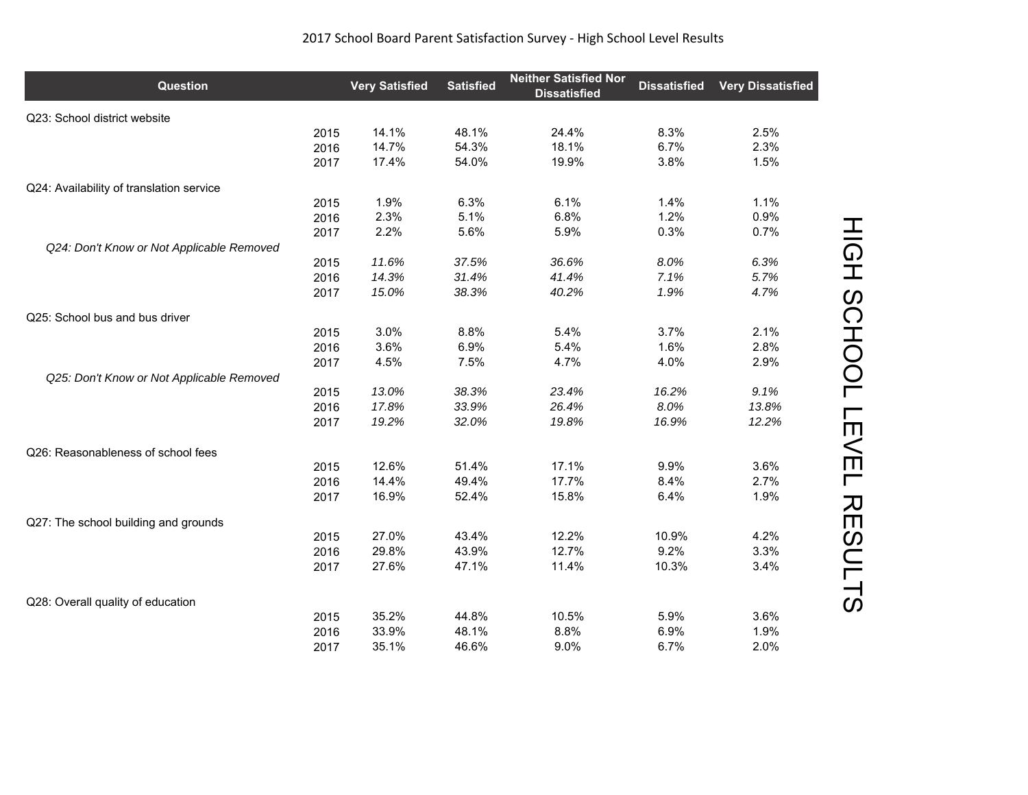2017 School Board Parent Satisfaction Survey - High School Level Results

| Question | | Very Satisfied | Satisfied | Neither Satisfied Nor Dissatisfied | Dissatisfied | Very Dissatisfied |
|---|---|---|---|---|---|---|
| Q23: School district website | | | | | | |
| | 2015 | 14.1% | 48.1% | 24.4% | 8.3% | 2.5% |
| | 2016 | 14.7% | 54.3% | 18.1% | 6.7% | 2.3% |
| | 2017 | 17.4% | 54.0% | 19.9% | 3.8% | 1.5% |
| Q24: Availability of translation service | | | | | | |
| | 2015 | 1.9% | 6.3% | 6.1% | 1.4% | 1.1% |
| | 2016 | 2.3% | 5.1% | 6.8% | 1.2% | 0.9% |
| | 2017 | 2.2% | 5.6% | 5.9% | 0.3% | 0.7% |
| *Q24: Don't Know or Not Applicable Removed* | | | | | | |
| | 2015 | *11.6%* | *37.5%* | *36.6%* | *8.0%* | *6.3%* |
| | 2016 | *14.3%* | *31.4%* | *41.4%* | *7.1%* | *5.7%* |
| | 2017 | *15.0%* | *38.3%* | *40.2%* | *1.9%* | *4.7%* |
| Q25: School bus and bus driver | | | | | | |
| | 2015 | 3.0% | 8.8% | 5.4% | 3.7% | 2.1% |
| | 2016 | 3.6% | 6.9% | 5.4% | 1.6% | 2.8% |
| | 2017 | 4.5% | 7.5% | 4.7% | 4.0% | 2.9% |
| *Q25: Don't Know or Not Applicable Removed* | | | | | | |
| | 2015 | *13.0%* | *38.3%* | *23.4%* | *16.2%* | *9.1%* |
| | 2016 | *17.8%* | *33.9%* | *26.4%* | *8.0%* | *13.8%* |
| | 2017 | *19.2%* | *32.0%* | *19.8%* | *16.9%* | *12.2%* |
| Q26: Reasonableness of school fees | | | | | | |
| | 2015 | 12.6% | 51.4% | 17.1% | 9.9% | 3.6% |
| | 2016 | 14.4% | 49.4% | 17.7% | 8.4% | 2.7% |
| | 2017 | 16.9% | 52.4% | 15.8% | 6.4% | 1.9% |
| Q27: The school building and grounds | | | | | | |
| | 2015 | 27.0% | 43.4% | 12.2% | 10.9% | 4.2% |
| | 2016 | 29.8% | 43.9% | 12.7% | 9.2% | 3.3% |
| | 2017 | 27.6% | 47.1% | 11.4% | 10.3% | 3.4% |
| Q28: Overall quality of education | | | | | | |
| | 2015 | 35.2% | 44.8% | 10.5% | 5.9% | 3.6% |
| | 2016 | 33.9% | 48.1% | 8.8% | 6.9% | 1.9% |
| | 2017 | 35.1% | 46.6% | 9.0% | 6.7% | 2.0% |

HIGH SCHOOL LEVEL RESULTS